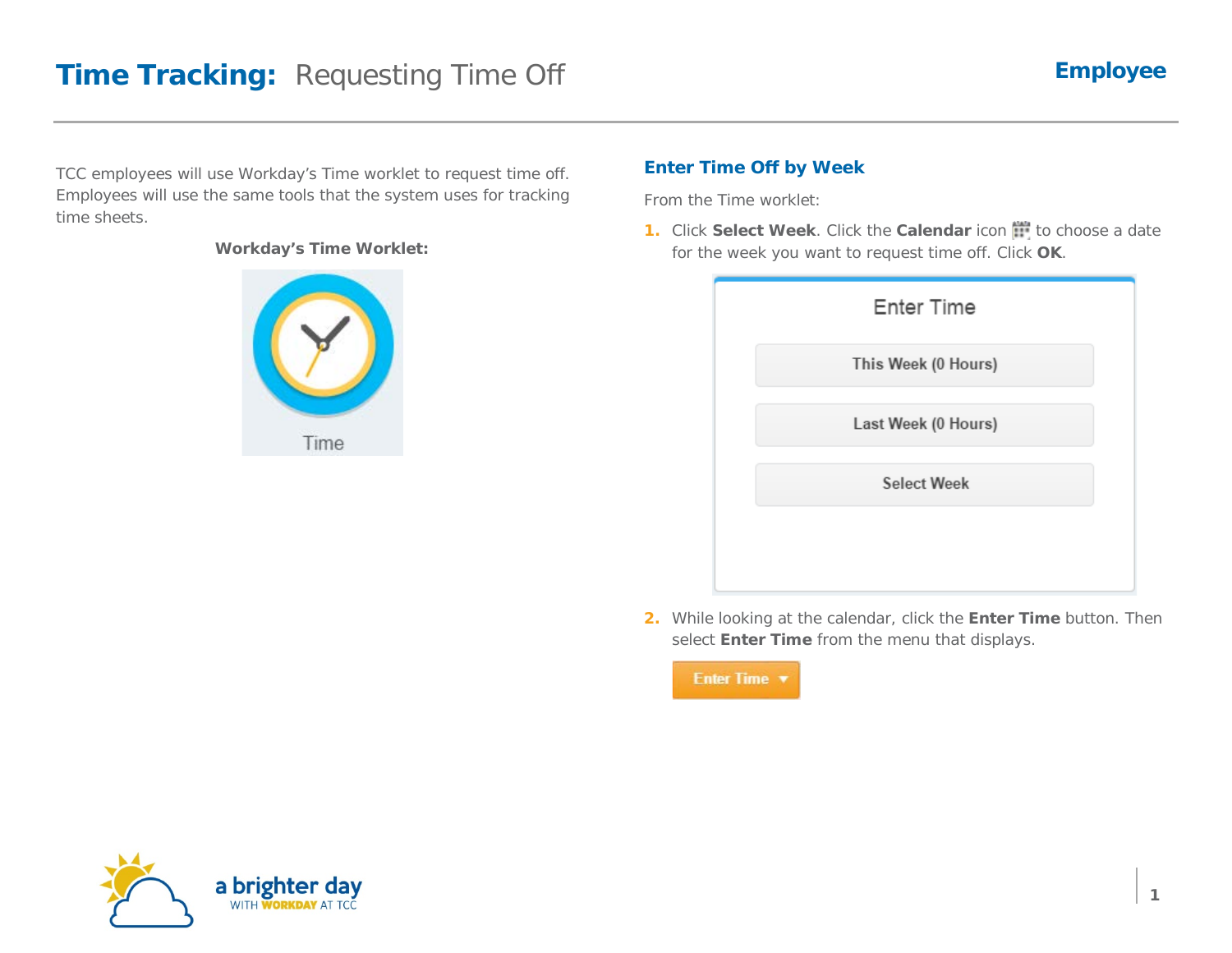# Time Tracking: Requesting Time Off

**Employee**

TCC employees will use Workday's Time worklet to request time off. Employees will use the same tools that the system uses for tracking time sheets.

**Workday's Time Worklet:**

## Enter Time Off by Week

From the Time worklet:

1. Click **Select Week**. Click the **Calendar** icon to choose a date for the week you want to request time off. Click **OK**.

2. While looking at the calendar, click the **Enter Time** button. Then select **Enter Time** from the menu that displays.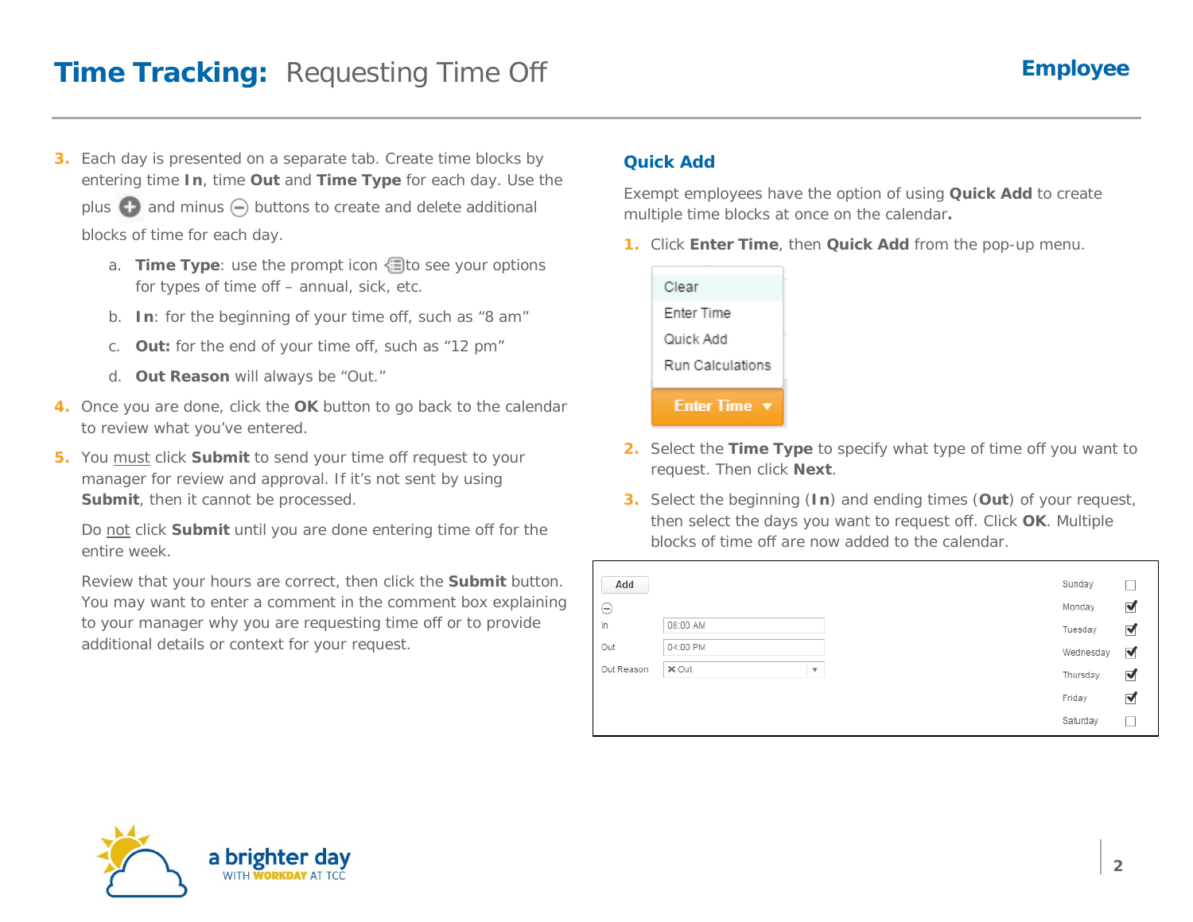# Time Tracking: Requesting Time Off

3. Each day is presented on a separate tab. Create time blocks by entering time **In**, time **Out** and **Time Type** for each day. Use the plus and minus buttons to create and delete additional blocks of time for each day.

   a. **Time Type**: use the prompt icon to see your options for types of time off – annual, sick, etc.

   b. **In**: for the beginning of your time off, such as "8 am"

   c. **Out:** for the end of your time off, such as "12 pm"

   d. **Out Reason** will always be "Out."

4. Once you are done, click the **OK** button to go back to the calendar to review what you've entered.

5. You <u>must</u> click **Submit** to send your time off request to your manager for review and approval. If it's not sent by using **Submit**, then it cannot be processed.

   Do <u>not</u> click **Submit** until you are done entering time off for the entire week.

   Review that your hours are correct, then click the **Submit** button. You may want to enter a comment in the comment box explaining to your manager why you are requesting time off or to provide additional details or context for your request.

## Quick Add

Exempt employees have the option of using **Quick Add** to create multiple time blocks at once on the calendar**.**

1. Click **Enter Time**, then **Quick Add** from the pop-up menu.

   - Clear
   - Enter Time
   - Quick Add
   - Run Calculations

   **Enter Time ▾**

2. Select the **Time Type** to specify what type of time off you want to request. Then click **Next**.

3. Select the beginning (**In**) and ending times (**Out**) of your request, then select the days you want to request off. Click **OK**. Multiple blocks of time off are now added to the calendar.

| Field | Value | Day | Selected |
|---|---|---|---|
| **Add** | | Sunday | ☐ |
| | | Monday | ☑ |
| In | 08:00 AM | Tuesday | ☑ |
| Out | 04:00 PM | Wednesday | ☑ |
| Out Reason | ✕ Out | Thursday | ☑ |
| | | Friday | ☑ |
| | | Saturday | ☐ |

a brighter day WITH WORKDAY AT TCC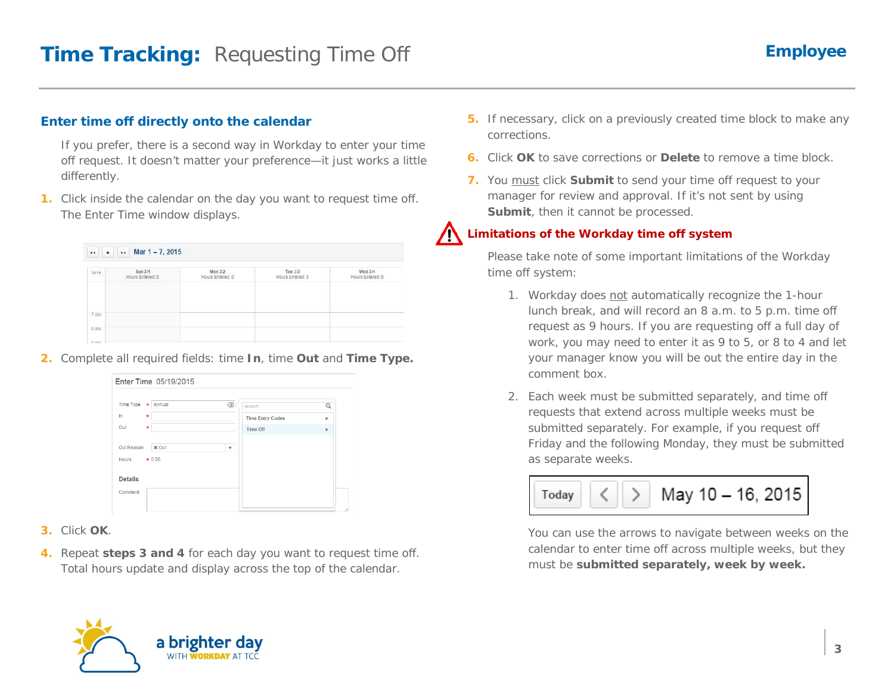# Time Tracking: Requesting Time Off

**Employee**

## Enter time off directly onto the calendar

If you prefer, there is a second way in Workday to enter your time off request. It doesn't matter your preference—it just works a little differently.

1. Click inside the calendar on the day you want to request time off. The Enter Time window displays.
2. Complete all required fields: time **In**, time **Out** and **Time Type.**
3. Click **OK**.
4. Repeat **steps 3 and 4** for each day you want to request time off. Total hours update and display across the top of the calendar.
5. If necessary, click on a previously created time block to make any corrections.
6. Click **OK** to save corrections or **Delete** to remove a time block.
7. You must click **Submit** to send your time off request to your manager for review and approval. If it's not sent by using **Submit**, then it cannot be processed.

## Limitations of the Workday time off system

Please take note of some important limitations of the Workday time off system:

1. Workday does not automatically recognize the 1-hour lunch break, and will record an 8 a.m. to 5 p.m. time off request as 9 hours. If you are requesting off a full day of work, you may need to enter it as 9 to 5, or 8 to 4 and let your manager know you will be out the entire day in the comment box.
2. Each week must be submitted separately, and time off requests that extend across multiple weeks must be submitted separately. For example, if you request off Friday and the following Monday, they must be submitted as separate weeks.

   You can use the arrows to navigate between weeks on the calendar to enter time off across multiple weeks, but they must be **submitted separately, week by week.**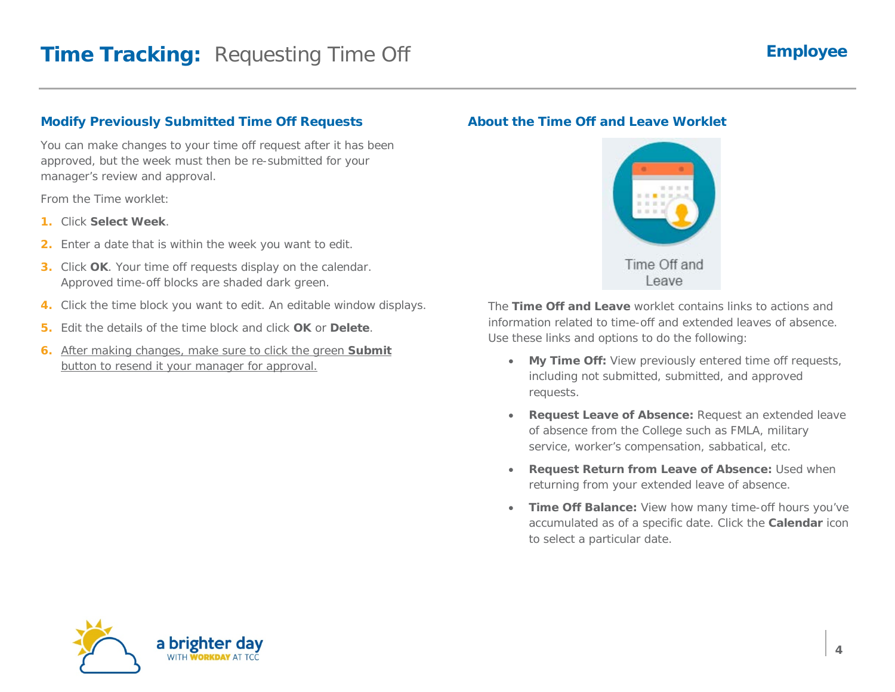# **Time Tracking:** Requesting Time Off

**Employee**

## Modify Previously Submitted Time Off Requests

You can make changes to your time off request after it has been approved, but the week must then be re-submitted for your manager's review and approval.

From the Time worklet:

1. Click **Select Week**.
2. Enter a date that is within the week you want to edit.
3. Click **OK**. Your time off requests display on the calendar. Approved time-off blocks are shaded dark green.
4. Click the time block you want to edit. An editable window displays.
5. Edit the details of the time block and click **OK** or **Delete**.
6. <u>After making changes, make sure to click the green **Submit** button to resend it your manager for approval.</u>

## About the Time Off and Leave Worklet

Time Off and Leave

The **Time Off and Leave** worklet contains links to actions and information related to time-off and extended leaves of absence. Use these links and options to do the following:

- **My Time Off:** View previously entered time off requests, including not submitted, submitted, and approved requests.
- **Request Leave of Absence:** Request an extended leave of absence from the College such as FMLA, military service, worker's compensation, sabbatical, etc.
- **Request Return from Leave of Absence:** Used when returning from your extended leave of absence.
- **Time Off Balance:** View how many time-off hours you've accumulated as of a specific date. Click the **Calendar** icon to select a particular date.

a brighter day WITH WORKDAY AT TCC